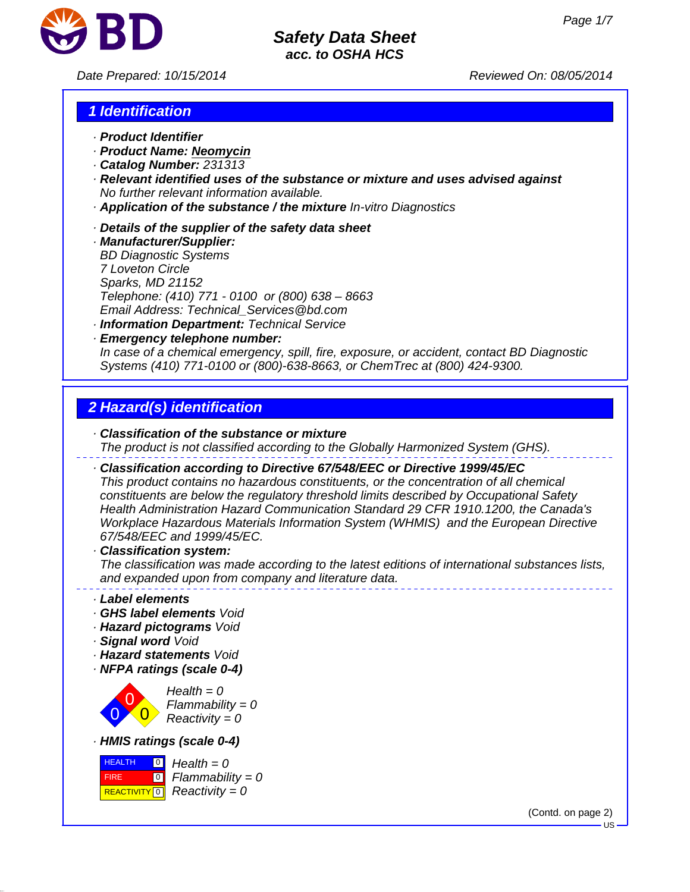**Safety Data Sheet**
**acc. to OSHA HCS**

*Date Prepared: 10/15/2014* *Reviewed On: 08/05/2014*

## 1 Identification

- **Product Identifier**
- **Product Name: Neomycin**
- **Catalog Number:** 231313
- **Relevant identified uses of the substance or mixture and uses advised against**
  No further relevant information available.
- **Application of the substance / the mixture** In-vitro Diagnostics

- **Details of the supplier of the safety data sheet**
- **Manufacturer/Supplier:**
  BD Diagnostic Systems
  7 Loveton Circle
  Sparks, MD 21152
  Telephone: (410) 771 - 0100 or (800) 638 – 8663
  Email Address: Technical_Services@bd.com
- **Information Department:** Technical Service
- **Emergency telephone number:**
  In case of a chemical emergency, spill, fire, exposure, or accident, contact BD Diagnostic Systems (410) 771-0100 or (800)-638-8663, or ChemTrec at (800) 424-9300.

## 2 Hazard(s) identification

- **Classification of the substance or mixture**
  The product is not classified according to the Globally Harmonized System (GHS).

---

- **Classification according to Directive 67/548/EEC or Directive 1999/45/EC**
  This product contains no hazardous constituents, or the concentration of all chemical constituents are below the regulatory threshold limits described by Occupational Safety Health Administration Hazard Communication Standard 29 CFR 1910.1200, the Canada's Workplace Hazardous Materials Information System (WHMIS) and the European Directive 67/548/EEC and 1999/45/EC.
- **Classification system:**
  The classification was made according to the latest editions of international substances lists, and expanded upon from company and literature data.

---

- **Label elements**
- **GHS label elements** Void
- **Hazard pictograms** Void
- **Signal word** Void
- **Hazard statements** Void
- **NFPA ratings (scale 0-4)**

  Health = 0
  Flammability = 0
  Reactivity = 0

- **HMIS ratings (scale 0-4)**

| | | |
|---|---|---|
| HEALTH | 0 | Health = 0 |
| FIRE | 0 | Flammability = 0 |
| REACTIVITY | 0 | Reactivity = 0 |

(Contd. on page 2)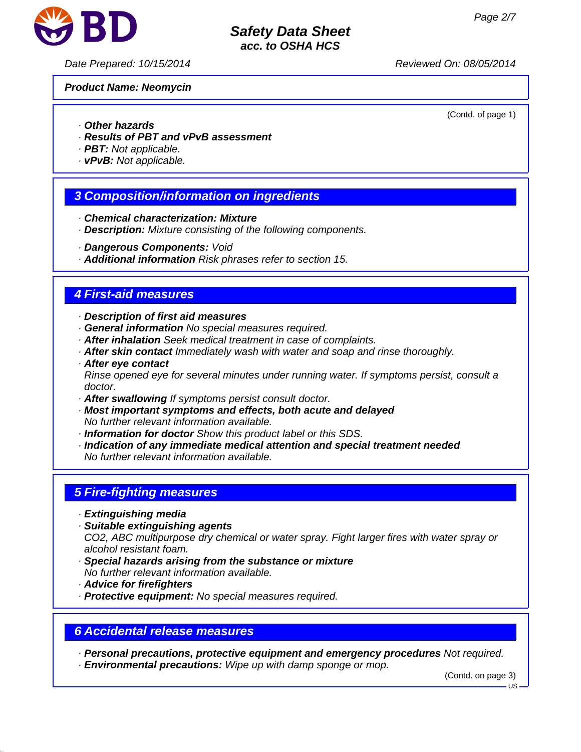**Product Name: Neomycin**

(Contd. of page 1)

· ***Other hazards***
· ***Results of PBT and vPvB assessment***
· ***PBT:*** *Not applicable.*
· ***vPvB:*** *Not applicable.*

## 3 Composition/information on ingredients

· ***Chemical characterization: Mixture***
· ***Description:*** *Mixture consisting of the following components.*

· ***Dangerous Components:*** *Void*
· ***Additional information*** *Risk phrases refer to section 15.*

## 4 First-aid measures

· ***Description of first aid measures***
· ***General information*** *No special measures required.*
· ***After inhalation*** *Seek medical treatment in case of complaints.*
· ***After skin contact*** *Immediately wash with water and soap and rinse thoroughly.*
· ***After eye contact***
*Rinse opened eye for several minutes under running water. If symptoms persist, consult a doctor.*
· ***After swallowing*** *If symptoms persist consult doctor.*
· ***Most important symptoms and effects, both acute and delayed***
*No further relevant information available.*
· ***Information for doctor*** *Show this product label or this SDS.*
· ***Indication of any immediate medical attention and special treatment needed***
*No further relevant information available.*

## 5 Fire-fighting measures

· ***Extinguishing media***
· ***Suitable extinguishing agents***
*$CO_2$, ABC multipurpose dry chemical or water spray. Fight larger fires with water spray or alcohol resistant foam.*
· ***Special hazards arising from the substance or mixture***
*No further relevant information available.*
· ***Advice for firefighters***
· ***Protective equipment:*** *No special measures required.*

## 6 Accidental release measures

· ***Personal precautions, protective equipment and emergency procedures*** *Not required.*
· ***Environmental precautions:*** *Wipe up with damp sponge or mop.*

(Contd. on page 3)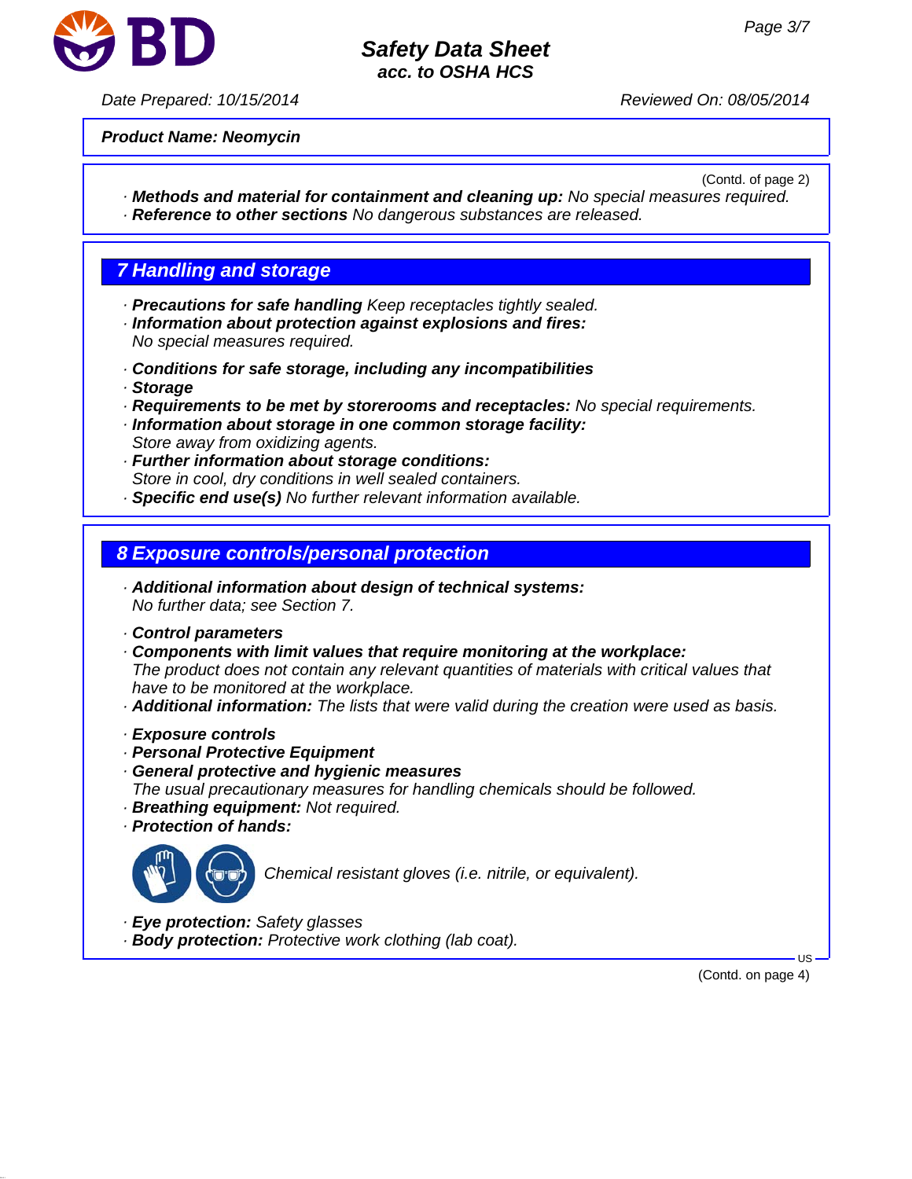**Product Name: Neomycin**

(Contd. of page 2)

- **Methods and material for containment and cleaning up:** No special measures required.
- **Reference to other sections** No dangerous substances are released.

## 7 Handling and storage

- **Precautions for safe handling** Keep receptacles tightly sealed.
- **Information about protection against explosions and fires:**
  No special measures required.

- **Conditions for safe storage, including any incompatibilities**
- **Storage**
- **Requirements to be met by storerooms and receptacles:** No special requirements.
- **Information about storage in one common storage facility:**
  Store away from oxidizing agents.
- **Further information about storage conditions:**
  Store in cool, dry conditions in well sealed containers.
- **Specific end use(s)** No further relevant information available.

## 8 Exposure controls/personal protection

- **Additional information about design of technical systems:**
  No further data; see Section 7.

- **Control parameters**
- **Components with limit values that require monitoring at the workplace:**
  The product does not contain any relevant quantities of materials with critical values that have to be monitored at the workplace.
- **Additional information:** The lists that were valid during the creation were used as basis.

- **Exposure controls**
- **Personal Protective Equipment**
- **General protective and hygienic measures**
  The usual precautionary measures for handling chemicals should be followed.
- **Breathing equipment:** Not required.
- **Protection of hands:**

  Chemical resistant gloves (i.e. nitrile, or equivalent).

- **Eye protection:** Safety glasses
- **Body protection:** Protective work clothing (lab coat).

(Contd. on page 4)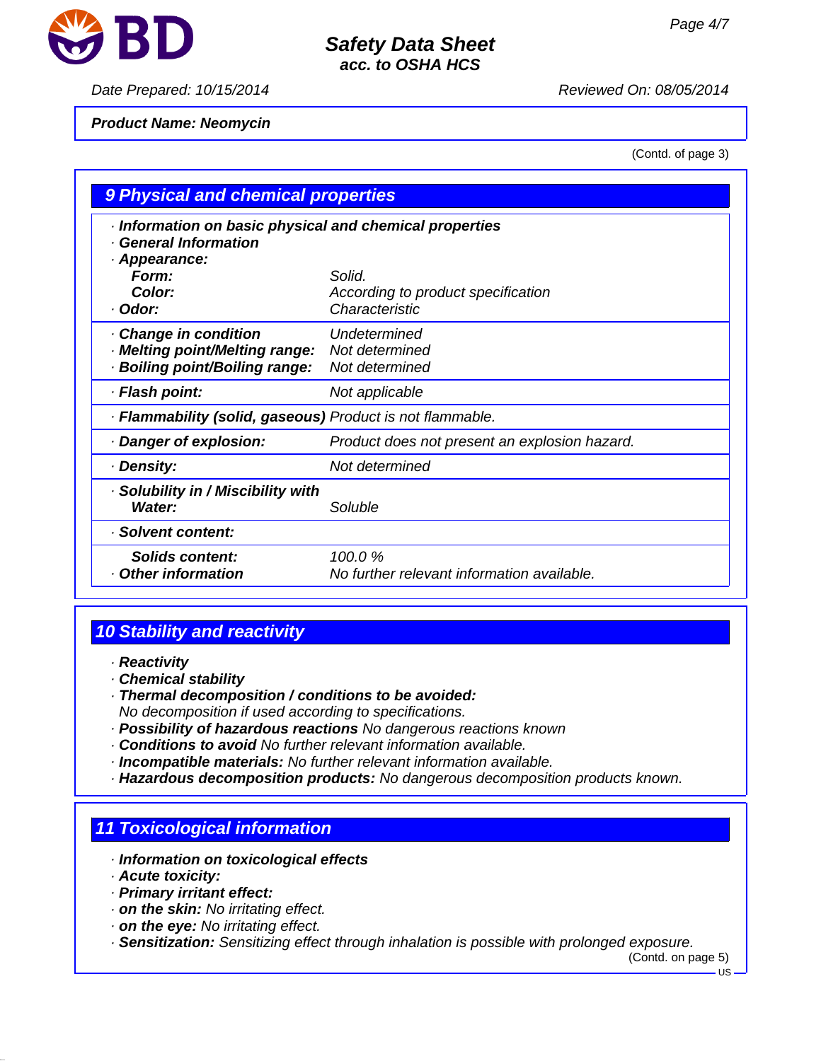**Product Name: Neomycin**

(Contd. of page 3)

## 9 Physical and chemical properties

· **Information on basic physical and chemical properties**
· **General Information**
· **Appearance:**

| | |
|---|---|
| **Form:** | Solid. |
| **Color:** | According to product specification |
| · **Odor:** | Characteristic |
| · **Change in condition** | Undetermined |
| · **Melting point/Melting range:** | Not determined |
| · **Boiling point/Boiling range:** | Not determined |
| · **Flash point:** | Not applicable |
| · **Flammability (solid, gaseous)** | Product is not flammable. |
| · **Danger of explosion:** | Product does not present an explosion hazard. |
| · **Density:** | Not determined |
| · **Solubility in / Miscibility with Water:** | Soluble |
| · **Solvent content:** | |
| **Solids content:** | 100.0 % |
| · **Other information** | No further relevant information available. |

## 10 Stability and reactivity

· **Reactivity**
· **Chemical stability**
· **Thermal decomposition / conditions to be avoided:**
No decomposition if used according to specifications.
· **Possibility of hazardous reactions** No dangerous reactions known
· **Conditions to avoid** No further relevant information available.
· **Incompatible materials:** No further relevant information available.
· **Hazardous decomposition products:** No dangerous decomposition products known.

## 11 Toxicological information

· **Information on toxicological effects**
· **Acute toxicity:**
· **Primary irritant effect:**
· **on the skin:** No irritating effect.
· **on the eye:** No irritating effect.
· **Sensitization:** Sensitizing effect through inhalation is possible with prolonged exposure.

(Contd. on page 5)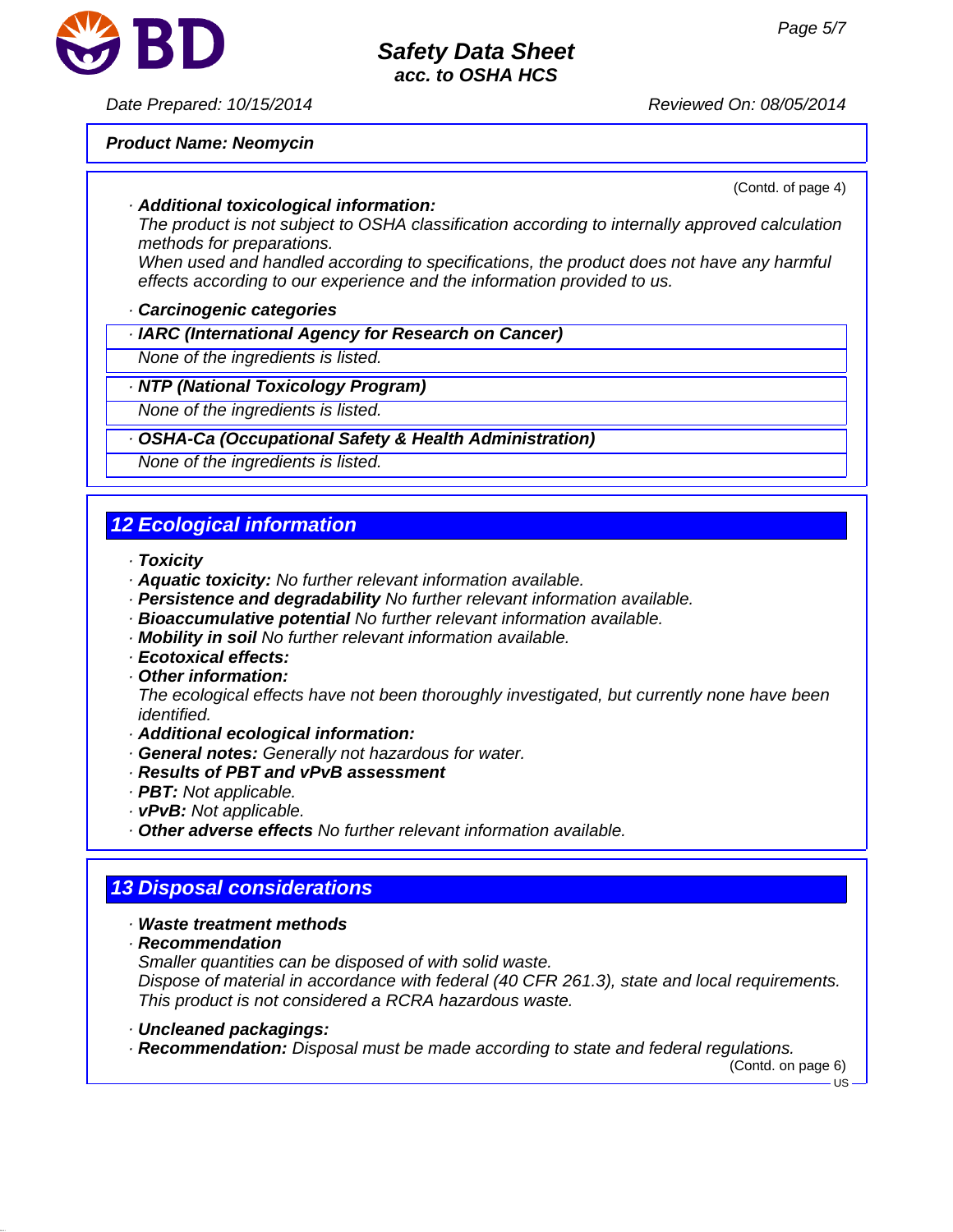**Product Name: Neomycin**

(Contd. of page 4)

· ***Additional toxicological information:***
*The product is not subject to OSHA classification according to internally approved calculation methods for preparations.*
*When used and handled according to specifications, the product does not have any harmful effects according to our experience and the information provided to us.*

· ***Carcinogenic categories***

· ***IARC (International Agency for Research on Cancer)***
*None of the ingredients is listed.*

· ***NTP (National Toxicology Program)***
*None of the ingredients is listed.*

· ***OSHA-Ca (Occupational Safety & Health Administration)***
*None of the ingredients is listed.*

## 12 Ecological information

· ***Toxicity***
· ***Aquatic toxicity:*** *No further relevant information available.*
· ***Persistence and degradability*** *No further relevant information available.*
· ***Bioaccumulative potential*** *No further relevant information available.*
· ***Mobility in soil*** *No further relevant information available.*
· ***Ecotoxical effects:***
· ***Other information:***
*The ecological effects have not been thoroughly investigated, but currently none have been identified.*
· ***Additional ecological information:***
· ***General notes:*** *Generally not hazardous for water.*
· ***Results of PBT and vPvB assessment***
· ***PBT:*** *Not applicable.*
· ***vPvB:*** *Not applicable.*
· ***Other adverse effects*** *No further relevant information available.*

## 13 Disposal considerations

· ***Waste treatment methods***
· ***Recommendation***
*Smaller quantities can be disposed of with solid waste.*
*Dispose of material in accordance with federal (40 CFR 261.3), state and local requirements.*
*This product is not considered a RCRA hazardous waste.*

· ***Uncleaned packagings:***
· ***Recommendation:*** *Disposal must be made according to state and federal regulations.*

(Contd. on page 6)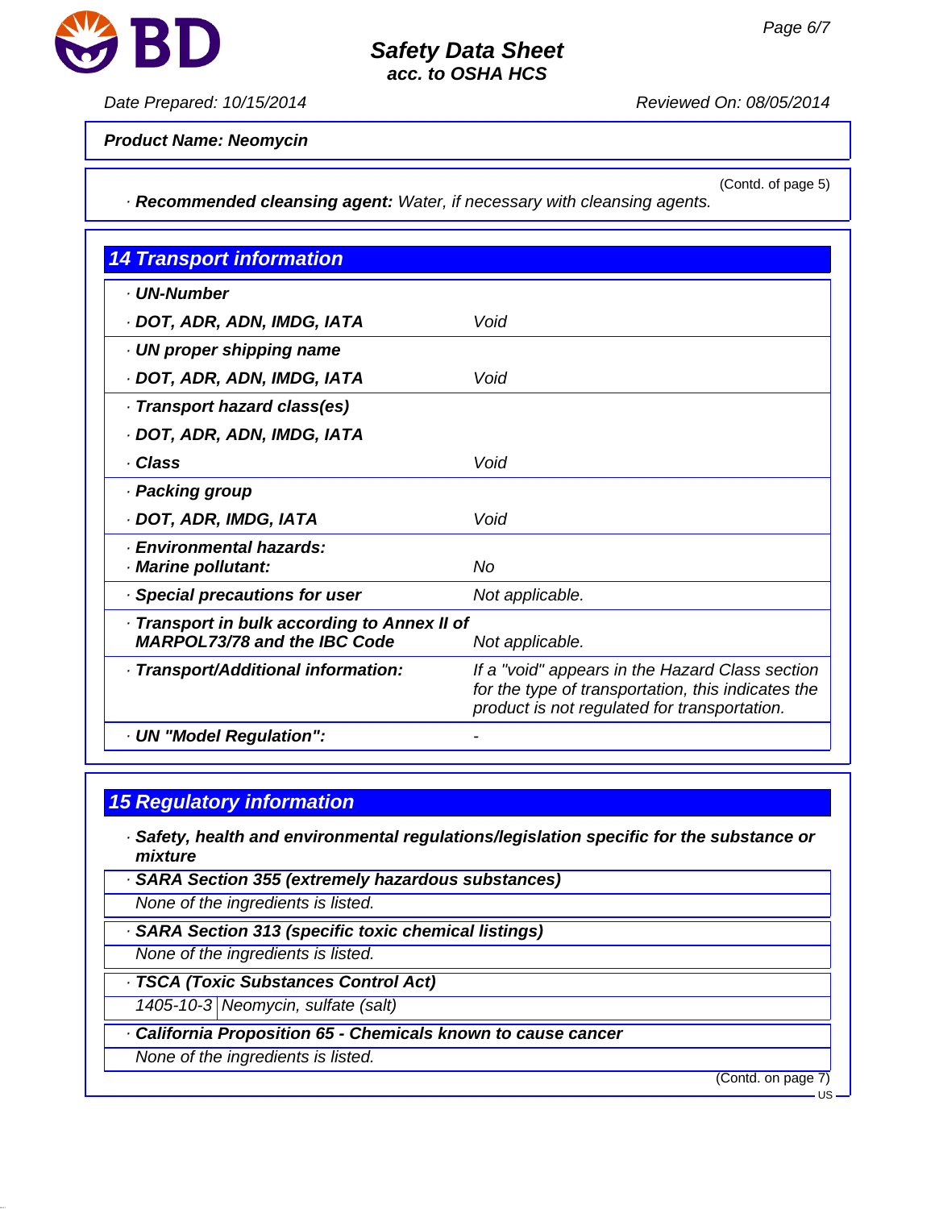**Product Name: Neomycin**

(Contd. of page 5)

· **Recommended cleansing agent:** *Water, if necessary with cleansing agents.*

## 14 Transport information

| | |
|---|---|
| · **UN-Number** | |
| · **DOT, ADR, ADN, IMDG, IATA** | *Void* |
| · **UN proper shipping name** | |
| · **DOT, ADR, ADN, IMDG, IATA** | *Void* |
| · **Transport hazard class(es)** | |
| · **DOT, ADR, ADN, IMDG, IATA** | |
| · **Class** | *Void* |
| · **Packing group** | |
| · **DOT, ADR, IMDG, IATA** | *Void* |
| · **Environmental hazards:** | |
| · **Marine pollutant:** | *No* |
| · **Special precautions for user** | *Not applicable.* |
| · **Transport in bulk according to Annex II of MARPOL73/78 and the IBC Code** | *Not applicable.* |
| · **Transport/Additional information:** | *If a "void" appears in the Hazard Class section for the type of transportation, this indicates the product is not regulated for transportation.* |
| · **UN "Model Regulation":** | - |

## 15 Regulatory information

· **Safety, health and environmental regulations/legislation specific for the substance or mixture**

· **SARA Section 355 (extremely hazardous substances)**

*None of the ingredients is listed.*

· **SARA Section 313 (specific toxic chemical listings)**

*None of the ingredients is listed.*

· **TSCA (Toxic Substances Control Act)**

| | |
|---|---|
| *1405-10-3* | *Neomycin, sulfate (salt)* |

· **California Proposition 65 - Chemicals known to cause cancer**

*None of the ingredients is listed.*

(Contd. on page 7)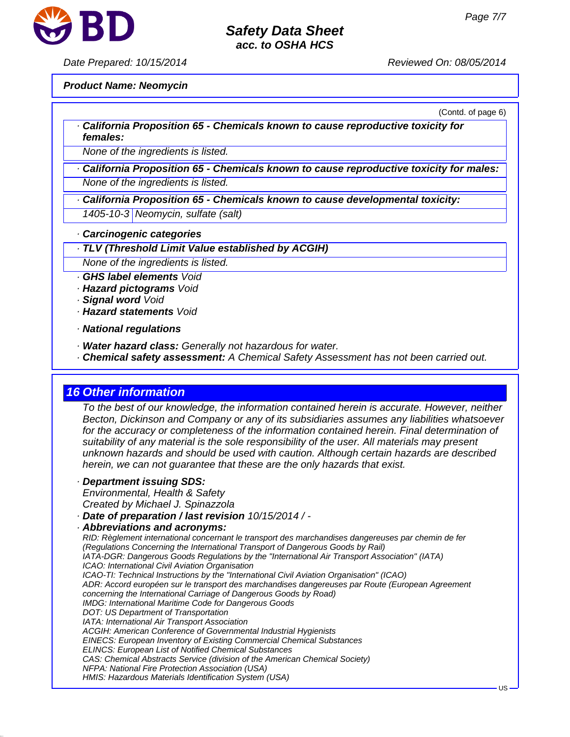Product Name: Neomycin

(Contd. of page 6)

· **California Proposition 65 - Chemicals known to cause reproductive toxicity for females:**

None of the ingredients is listed.

· **California Proposition 65 - Chemicals known to cause reproductive toxicity for males:**

None of the ingredients is listed.

· **California Proposition 65 - Chemicals known to cause developmental toxicity:**

| | |
|---|---|
| 1405-10-3 | Neomycin, sulfate (salt) |

· **Carcinogenic categories**

· **TLV (Threshold Limit Value established by ACGIH)**

None of the ingredients is listed.

· **GHS label elements** Void
· **Hazard pictograms** Void
· **Signal word** Void
· **Hazard statements** Void

· **National regulations**

· **Water hazard class:** Generally not hazardous for water.
· **Chemical safety assessment:** A Chemical Safety Assessment has not been carried out.

## 16 Other information

To the best of our knowledge, the information contained herein is accurate. However, neither Becton, Dickinson and Company or any of its subsidiaries assumes any liabilities whatsoever for the accuracy or completeness of the information contained herein. Final determination of suitability of any material is the sole responsibility of the user. All materials may present unknown hazards and should be used with caution. Although certain hazards are described herein, we can not guarantee that these are the only hazards that exist.

· **Department issuing SDS:**
Environmental, Health & Safety
Created by Michael J. Spinazzola
· **Date of preparation / last revision** 10/15/2014 / -
· **Abbreviations and acronyms:**
RID: Règlement international concernant le transport des marchandises dangereuses par chemin de fer (Regulations Concerning the International Transport of Dangerous Goods by Rail)
IATA-DGR: Dangerous Goods Regulations by the "International Air Transport Association" (IATA)
ICAO: International Civil Aviation Organisation
ICAO-TI: Technical Instructions by the "International Civil Aviation Organisation" (ICAO)
ADR: Accord européen sur le transport des marchandises dangereuses par Route (European Agreement concerning the International Carriage of Dangerous Goods by Road)
IMDG: International Maritime Code for Dangerous Goods
DOT: US Department of Transportation
IATA: International Air Transport Association
ACGIH: American Conference of Governmental Industrial Hygienists
EINECS: European Inventory of Existing Commercial Chemical Substances
ELINCS: European List of Notified Chemical Substances
CAS: Chemical Abstracts Service (division of the American Chemical Society)
NFPA: National Fire Protection Association (USA)
HMIS: Hazardous Materials Identification System (USA)